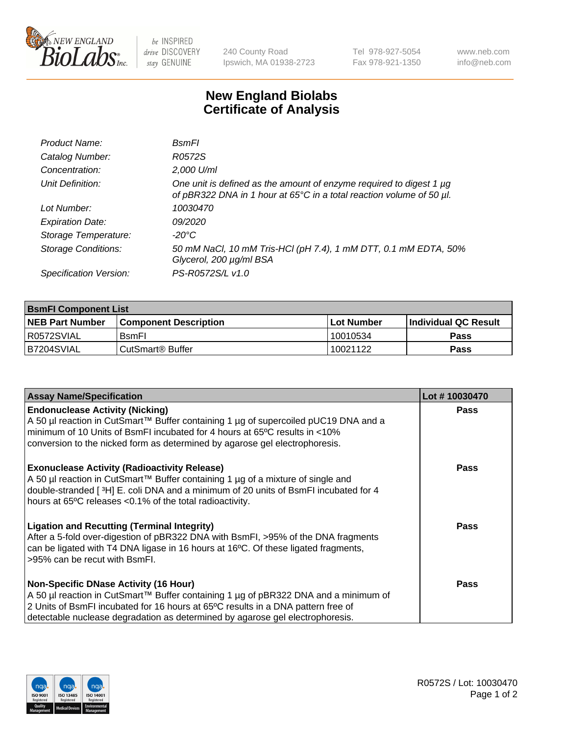New England BioLabs Inc. — be INSPIRED drive DISCOVERY stay GENUINE

240 County Road
Ipswich, MA 01938-2723

Tel 978-927-5054
Fax 978-921-1350

www.neb.com
info@neb.com

# New England Biolabs
# Certificate of Analysis

| | |
|---|---|
| *Product Name:* | *BsmFI* |
| *Catalog Number:* | *R0572S* |
| *Concentration:* | *2,000 U/ml* |
| *Unit Definition:* | *One unit is defined as the amount of enzyme required to digest 1 µg of pBR322 DNA in 1 hour at 65°C in a total reaction volume of 50 µl.* |
| *Lot Number:* | *10030470* |
| *Expiration Date:* | *09/2020* |
| *Storage Temperature:* | *-20°C* |
| *Storage Conditions:* | *50 mM NaCl, 10 mM Tris-HCl (pH 7.4), 1 mM DTT, 0.1 mM EDTA, 50% Glycerol, 200 µg/ml BSA* |
| *Specification Version:* | *PS-R0572S/L v1.0* |

| **BsmFI Component List** | | | |
|---|---|---|---|
| **NEB Part Number** | **Component Description** | **Lot Number** | **Individual QC Result** |
| R0572SVIAL | BsmFI | 10010534 | **Pass** |
| B7204SVIAL | CutSmart® Buffer | 10021122 | **Pass** |

| **Assay Name/Specification** | **Lot # 10030470** |
|---|---|
| **Endonuclease Activity (Nicking)** A 50 µl reaction in CutSmart™ Buffer containing 1 µg of supercoiled pUC19 DNA and a minimum of 10 Units of BsmFI incubated for 4 hours at 65ºC results in <10% conversion to the nicked form as determined by agarose gel electrophoresis. | **Pass** |
| **Exonuclease Activity (Radioactivity Release)** A 50 µl reaction in CutSmart™ Buffer containing 1 µg of a mixture of single and double-stranded [ $^3$H] E. coli DNA and a minimum of 20 units of BsmFI incubated for 4 hours at 65ºC releases <0.1% of the total radioactivity. | **Pass** |
| **Ligation and Recutting (Terminal Integrity)** After a 5-fold over-digestion of pBR322 DNA with BsmFI, >95% of the DNA fragments can be ligated with T4 DNA ligase in 16 hours at 16ºC. Of these ligated fragments, >95% can be recut with BsmFI. | **Pass** |
| **Non-Specific DNase Activity (16 Hour)** A 50 µl reaction in CutSmart™ Buffer containing 1 µg of pBR322 DNA and a minimum of 2 Units of BsmFI incubated for 16 hours at 65ºC results in a DNA pattern free of detectable nuclease degradation as determined by agarose gel electrophoresis. | **Pass** |

R0572S / Lot: 10030470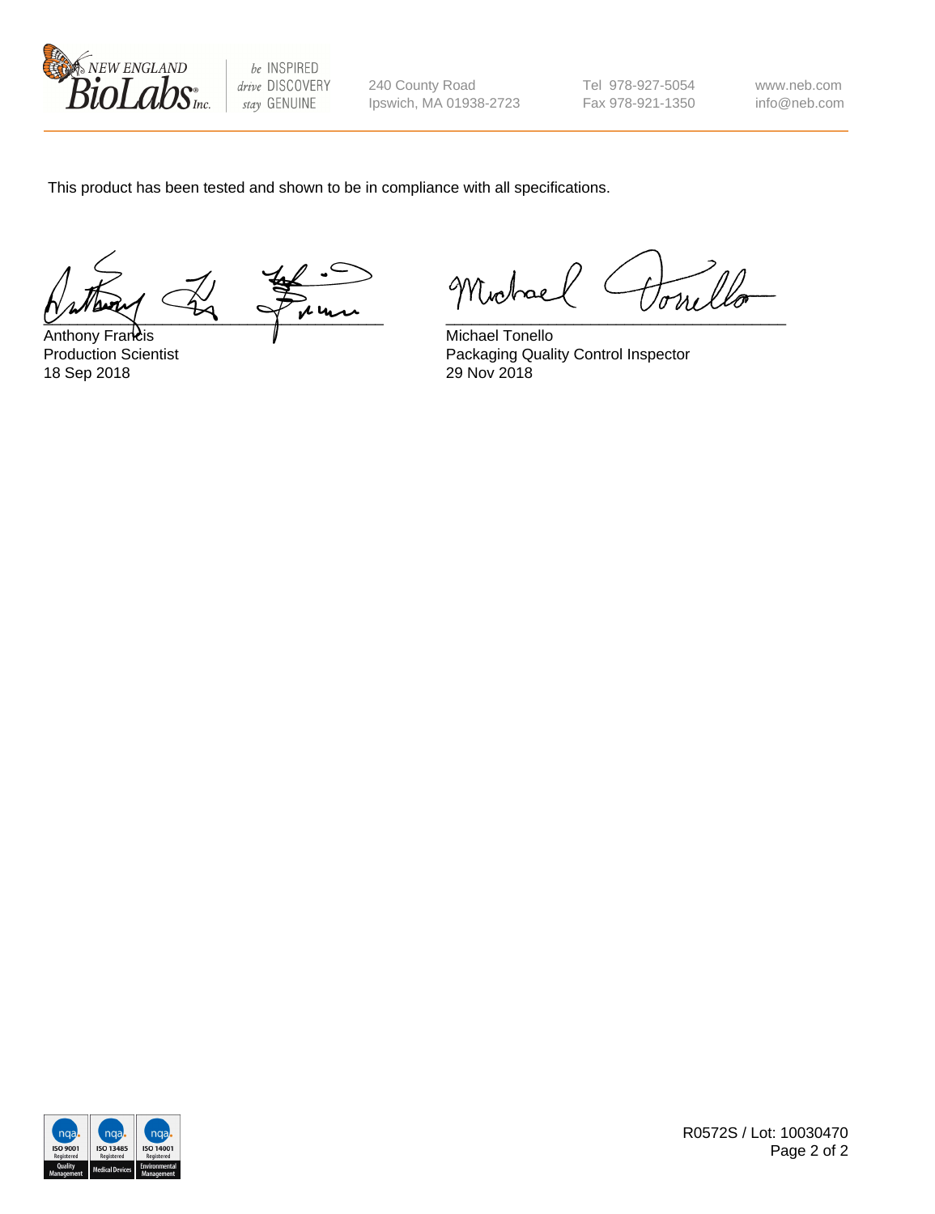This product has been tested and shown to be in compliance with all specifications.

Anthony Francis
Production Scientist
18 Sep 2018

Michael Tonello
Packaging Quality Control Inspector
29 Nov 2018

R0572S / Lot: 10030470